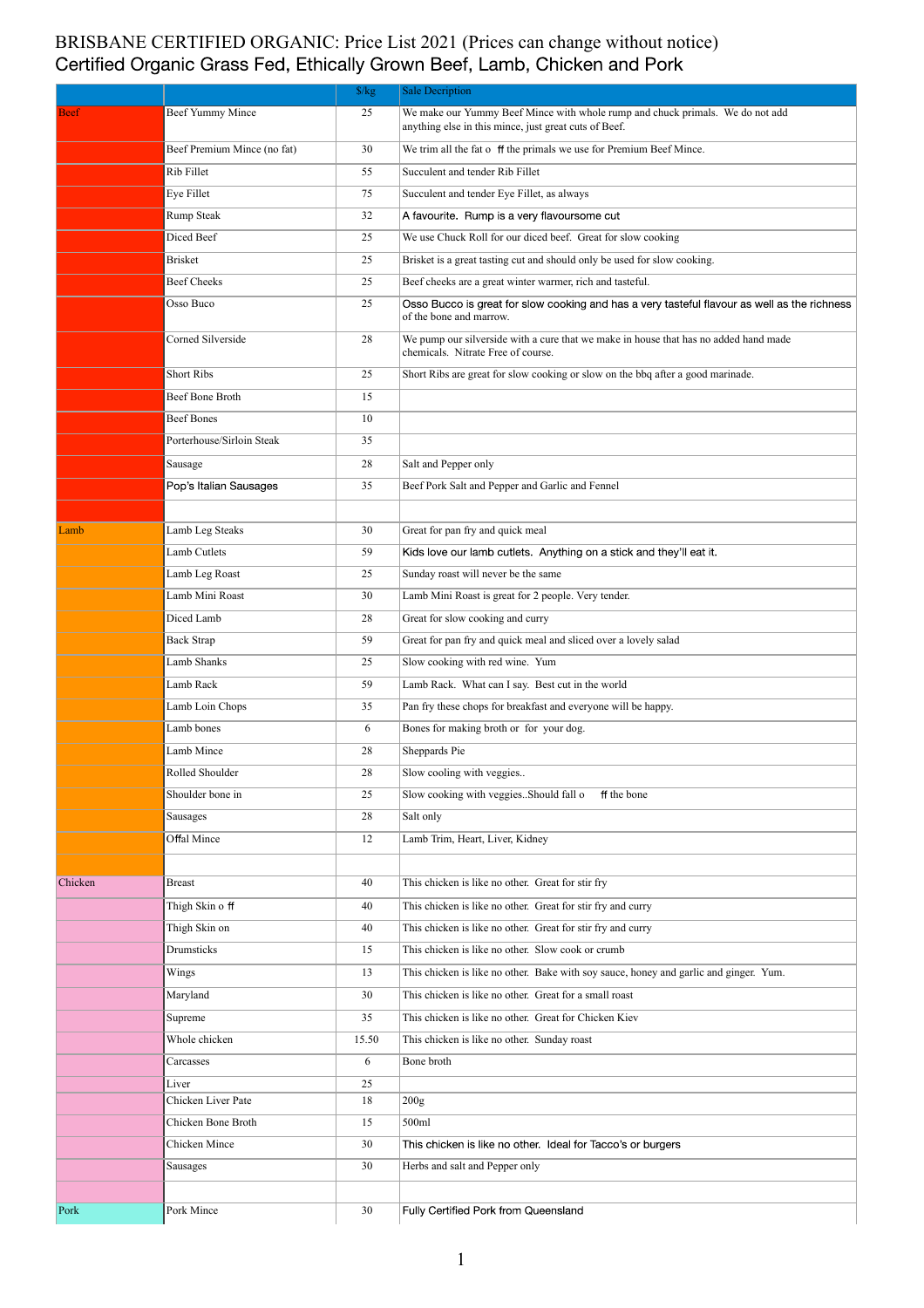# BRISBANE CERTIFIED ORGANIC: Price List 2021 (Prices can change without notice)

## Certified Organic Grass Fed, Ethically Grown Beef, Lamb, Chicken and Pork

| | | $/kg | Sale Decription |
|---|---|---|---|
| Beef | Beef Yummy Mince | 25 | We make our Yummy Beef Mince with whole rump and chuck primals. We do not add anything else in this mince, just great cuts of Beef. |
| | Beef Premium Mince (no fat) | 30 | We trim all the fat off the primals we use for Premium Beef Mince. |
| | Rib Fillet | 55 | Succulent and tender Rib Fillet |
| | Eye Fillet | 75 | Succulent and tender Eye Fillet, as always |
| | Rump Steak | 32 | A favourite. Rump is a very flavoursome cut |
| | Diced Beef | 25 | We use Chuck Roll for our diced beef. Great for slow cooking |
| | Brisket | 25 | Brisket is a great tasting cut and should only be used for slow cooking. |
| | Beef Cheeks | 25 | Beef cheeks are a great winter warmer, rich and tasteful. |
| | Osso Buco | 25 | Osso Bucco is great for slow cooking and has a very tasteful flavour as well as the richness of the bone and marrow. |
| | Corned Silverside | 28 | We pump our silverside with a cure that we make in house that has no added hand made chemicals. Nitrate Free of course. |
| | Short Ribs | 25 | Short Ribs are great for slow cooking or slow on the bbq after a good marinade. |
| | Beef Bone Broth | 15 | |
| | Beef Bones | 10 | |
| | Porterhouse/Sirloin Steak | 35 | |
| | Sausage | 28 | Salt and Pepper only |
| | Pop's Italian Sausages | 35 | Beef Pork Salt and Pepper and Garlic and Fennel |
| | | | |
| Lamb | Lamb Leg Steaks | 30 | Great for pan fry and quick meal |
| | Lamb Cutlets | 59 | Kids love our lamb cutlets. Anything on a stick and they'll eat it. |
| | Lamb Leg Roast | 25 | Sunday roast will never be the same |
| | Lamb Mini Roast | 30 | Lamb Mini Roast is great for 2 people. Very tender. |
| | Diced Lamb | 28 | Great for slow cooking and curry |
| | Back Strap | 59 | Great for pan fry and quick meal and sliced over a lovely salad |
| | Lamb Shanks | 25 | Slow cooking with red wine. Yum |
| | Lamb Rack | 59 | Lamb Rack. What can I say. Best cut in the world |
| | Lamb Loin Chops | 35 | Pan fry these chops for breakfast and everyone will be happy. |
| | Lamb bones | 6 | Bones for making broth or for your dog. |
| | Lamb Mince | 28 | Sheppards Pie |
| | Rolled Shoulder | 28 | Slow cooling with veggies.. |
| | Shoulder bone in | 25 | Slow cooking with veggies..Should fall off the bone |
| | Sausages | 28 | Salt only |
| | Offal Mince | 12 | Lamb Trim, Heart, Liver, Kidney |
| | | | |
| Chicken | Breast | 40 | This chicken is like no other. Great for stir fry |
| | Thigh Skin off | 40 | This chicken is like no other. Great for stir fry and curry |
| | Thigh Skin on | 40 | This chicken is like no other. Great for stir fry and curry |
| | Drumsticks | 15 | This chicken is like no other. Slow cook or crumb |
| | Wings | 13 | This chicken is like no other. Bake with soy sauce, honey and garlic and ginger. Yum. |
| | Maryland | 30 | This chicken is like no other. Great for a small roast |
| | Supreme | 35 | This chicken is like no other. Great for Chicken Kiev |
| | Whole chicken | 15.50 | This chicken is like no other. Sunday roast |
| | Carcasses | 6 | Bone broth |
| | Liver | 25 | |
| | Chicken Liver Pate | 18 | 200g |
| | Chicken Bone Broth | 15 | 500ml |
| | Chicken Mince | 30 | This chicken is like no other. Ideal for Tacco's or burgers |
| | Sausages | 30 | Herbs and salt and Pepper only |
| | | | |
| Pork | Pork Mince | 30 | Fully Certified Pork from Queensland |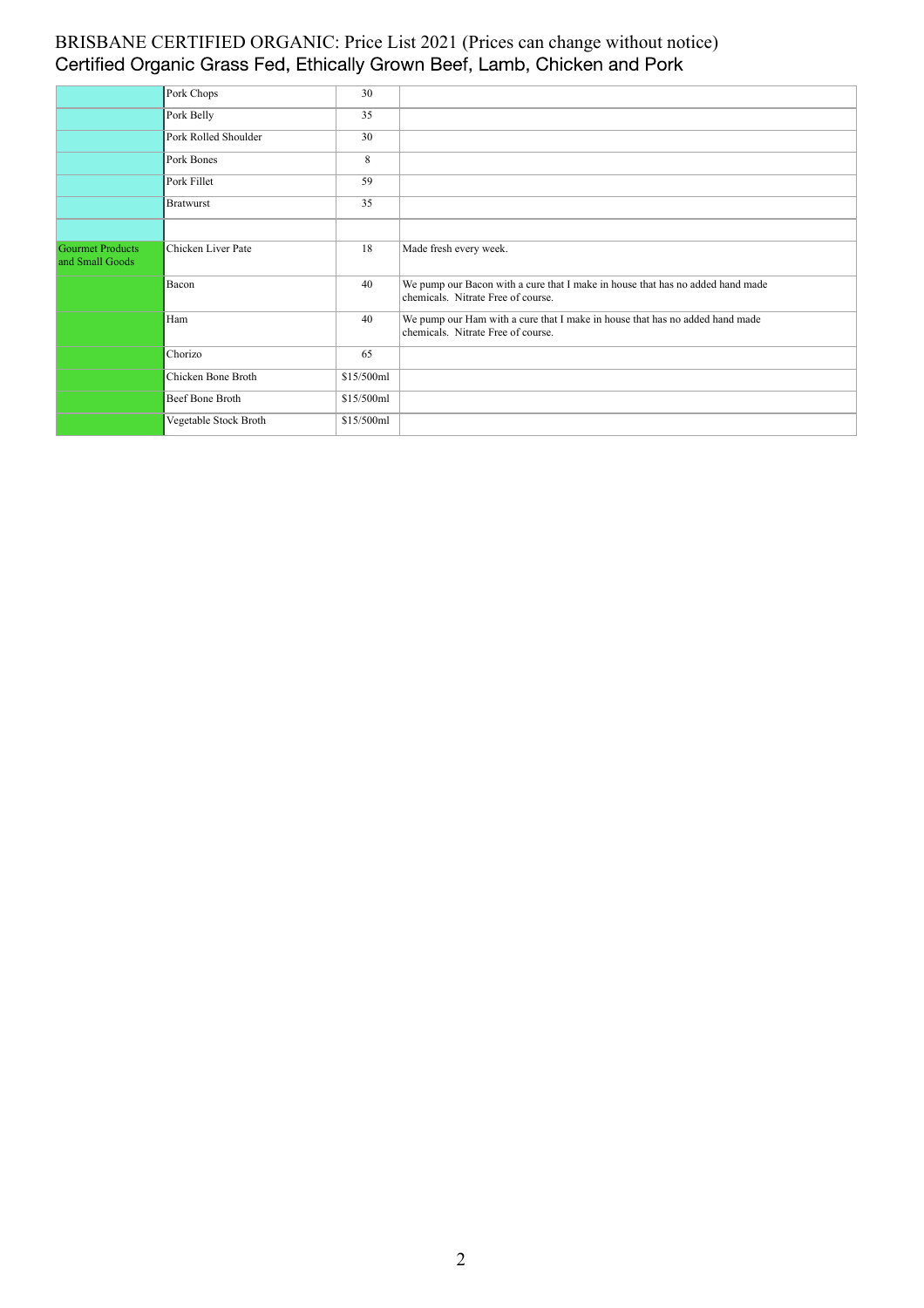# BRISBANE CERTIFIED ORGANIC: Price List 2021 (Prices can change without notice)

## Certified Organic Grass Fed, Ethically Grown Beef, Lamb, Chicken and Pork

| | | | |
|---|---|---|---|
| | Pork Chops | 30 | |
| | Pork Belly | 35 | |
| | Pork Rolled Shoulder | 30 | |
| | Pork Bones | 8 | |
| | Pork Fillet | 59 | |
| | Bratwurst | 35 | |
| | | | |
| Gourmet Products and Small Goods | Chicken Liver Pate | 18 | Made fresh every week. |
| | Bacon | 40 | We pump our Bacon with a cure that I make in house that has no added hand made chemicals. Nitrate Free of course. |
| | Ham | 40 | We pump our Ham with a cure that I make in house that has no added hand made chemicals. Nitrate Free of course. |
| | Chorizo | 65 | |
| | Chicken Bone Broth | $15/500ml | |
| | Beef Bone Broth | $15/500ml | |
| | Vegetable Stock Broth | $15/500ml | |